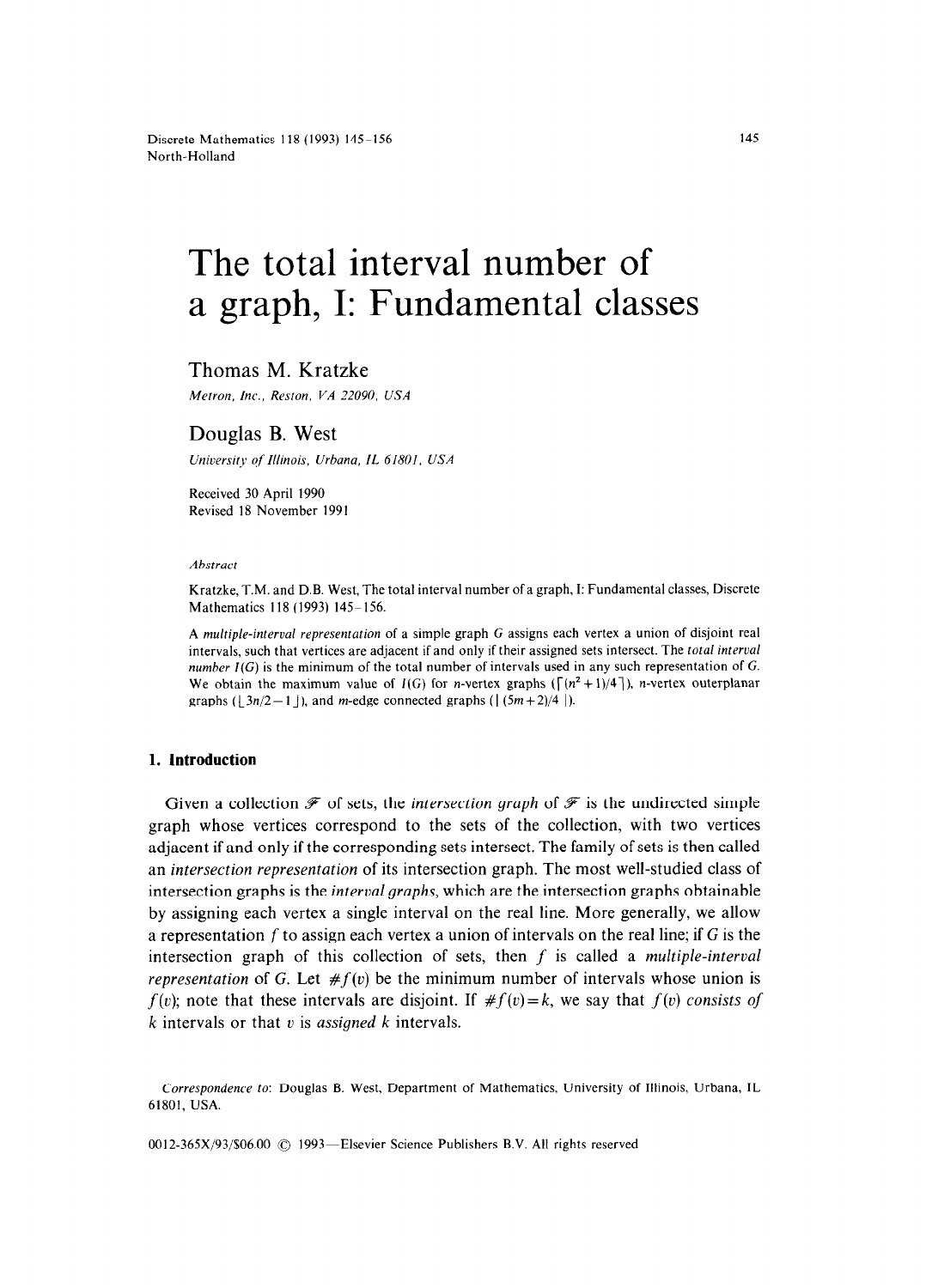# The total interval number of a graph, I: Fundamental classes

Thomas M. Kratzke

*Metron, Inc., Reston, VA 22090, USA*

Douglas B. West

*University of Illinois, Urbana, IL 61801, USA*

Received 30 April 1990
Revised 18 November 1991

*Abstract*

Kratzke, T.M. and D.B. West, The total interval number of a graph, I: Fundamental classes, Discrete Mathematics 118 (1993) 145–156.

A *multiple-interval representation* of a simple graph $G$ assigns each vertex a union of disjoint real intervals, such that vertices are adjacent if and only if their assigned sets intersect. The *total interval number* $I(G)$ is the minimum of the total number of intervals used in any such representation of $G$. We obtain the maximum value of $I(G)$ for $n$-vertex graphs ($\lceil (n^2+1)/4 \rceil$), $n$-vertex outerplanar graphs ($\lfloor 3n/2 - 1 \rfloor$), and $m$-edge connected graphs ($\lfloor (5m+2)/4 \rfloor$).

## 1. Introduction

Given a collection $\mathscr{F}$ of sets, the *intersection graph* of $\mathscr{F}$ is the undirected simple graph whose vertices correspond to the sets of the collection, with two vertices adjacent if and only if the corresponding sets intersect. The family of sets is then called an *intersection representation* of its intersection graph. The most well-studied class of intersection graphs is the *interval graphs*, which are the intersection graphs obtainable by assigning each vertex a single interval on the real line. More generally, we allow a representation $f$ to assign each vertex a union of intervals on the real line; if $G$ is the intersection graph of this collection of sets, then $f$ is called a *multiple-interval representation* of $G$. Let $\#f(v)$ be the minimum number of intervals whose union is $f(v)$; note that these intervals are disjoint. If $\#f(v) = k$, we say that $f(v)$ *consists of* $k$ intervals or that $v$ is *assigned* $k$ intervals.

*Correspondence to*: Douglas B. West, Department of Mathematics, University of Illinois, Urbana, IL 61801, USA.

0012-365X/93/$06.00 © 1993—Elsevier Science Publishers B.V. All rights reserved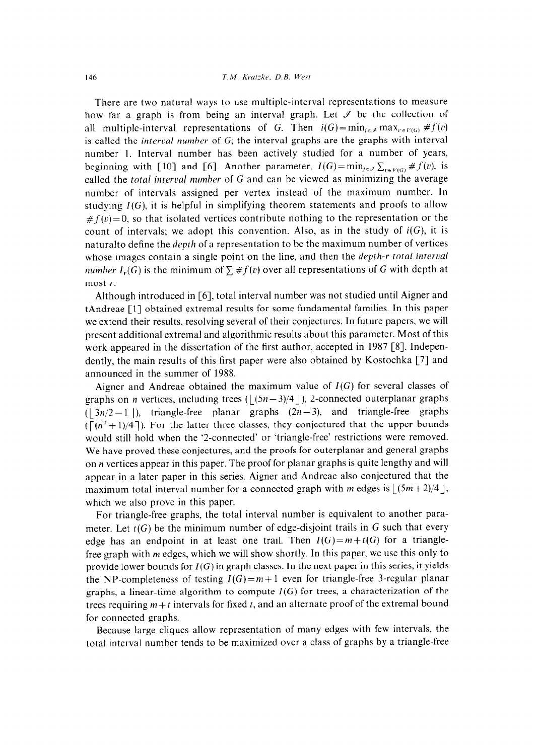There are two natural ways to use multiple-interval representations to measure how far a graph is from being an interval graph. Let $\mathscr{I}$ be the collection of all multiple-interval representations of $G$. Then $i(G)=\min_{f\in\mathscr{I}}\max_{v\in V(G)}\#f(v)$ is called the *interval number* of $G$; the interval graphs are the graphs with interval number 1. Interval number has been actively studied for a number of years, beginning with [10] and [6]. Another parameter, $I(G)=\min_{f\in\mathscr{I}}\sum_{v\in V(G)}\#f(v)$, is called the *total interval number* of $G$ and can be viewed as minimizing the average number of intervals assigned per vertex instead of the maximum number. In studying $I(G)$, it is helpful in simplifying theorem statements and proofs to allow $\#f(v)=0$, so that isolated vertices contribute nothing to the representation or the count of intervals; we adopt this convention. Also, as in the study of $i(G)$, it is naturalto define the *depth* of a representation to be the maximum number of vertices whose images contain a single point on the line, and then the *depth-r total interval number* $I_r(G)$ is the minimum of $\sum \#f(v)$ over all representations of $G$ with depth at most $r$.

Although introduced in [6], total interval number was not studied until Aigner and tAndreae [1] obtained extremal results for some fundamental families. In this paper we extend their results, resolving several of their conjectures. In future papers, we will present additional extremal and algorithmic results about this parameter. Most of this work appeared in the dissertation of the first author, accepted in 1987 [8]. Independently, the main results of this first paper were also obtained by Kostochka [7] and announced in the summer of 1988.

Aigner and Andreae obtained the maximum value of $I(G)$ for several classes of graphs on $n$ vertices, including trees ($\lfloor (5n-3)/4 \rfloor$), 2-connected outerplanar graphs ($\lfloor 3n/2-1 \rfloor$), triangle-free planar graphs ($2n-3$), and triangle-free graphs ($\lceil (n^2+1)/4 \rceil$). For the latter three classes, they conjectured that the upper bounds would still hold when the '2-connected' or 'triangle-free' restrictions were removed. We have proved these conjectures, and the proofs for outerplanar and general graphs on $n$ vertices appear in this paper. The proof for planar graphs is quite lengthy and will appear in a later paper in this series. Aigner and Andreae also conjectured that the maximum total interval number for a connected graph with $m$ edges is $\lfloor (5m+2)/4 \rfloor$, which we also prove in this paper.

For triangle-free graphs, the total interval number is equivalent to another parameter. Let $t(G)$ be the minimum number of edge-disjoint trails in $G$ such that every edge has an endpoint in at least one trail. Then $I(G)=m+t(G)$ for a triangle-free graph with $m$ edges, which we will show shortly. In this paper, we use this only to provide lower bounds for $I(G)$ in graph classes. In the next paper in this series, it yields the NP-completeness of testing $I(G)=m+1$ even for triangle-free 3-regular planar graphs, a linear-time algorithm to compute $I(G)$ for trees, a characterization of the trees requiring $m+t$ intervals for fixed $t$, and an alternate proof of the extremal bound for connected graphs.

Because large cliques allow representation of many edges with few intervals, the total interval number tends to be maximized over a class of graphs by a triangle-free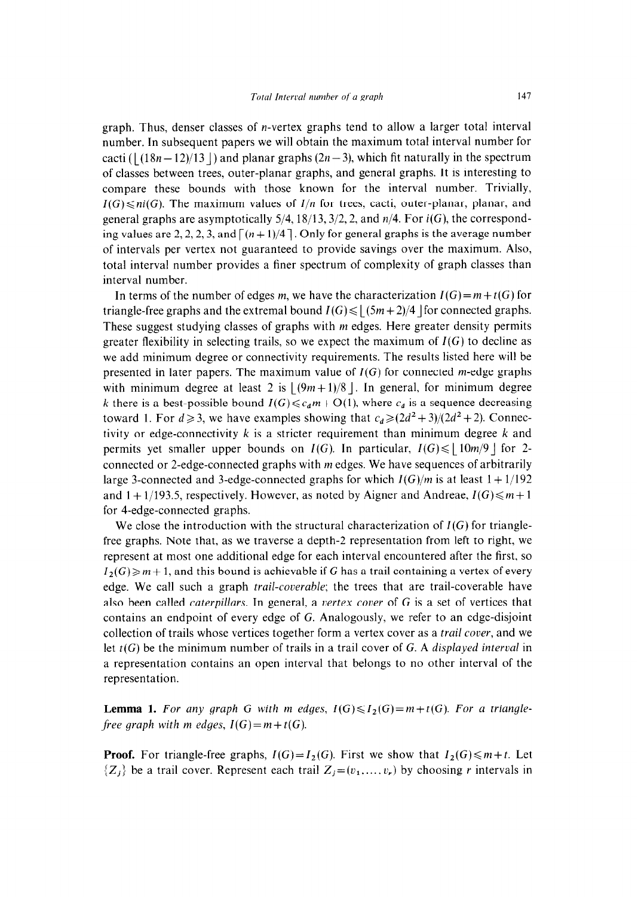graph. Thus, denser classes of $n$-vertex graphs tend to allow a larger total interval number. In subsequent papers we will obtain the maximum total interval number for cacti ($\lfloor (18n-12)/13 \rfloor$) and planar graphs ($2n-3$), which fit naturally in the spectrum of classes between trees, outer-planar graphs, and general graphs. It is interesting to compare these bounds with those known for the interval number. Trivially, $I(G) \leqslant ni(G)$. The maximum values of $I/n$ for trees, cacti, outer-planar, planar, and general graphs are asymptotically 5/4, 18/13, 3/2, 2, and $n/4$. For $i(G)$, the corresponding values are 2, 2, 2, 3, and $\lceil (n+1)/4 \rceil$. Only for general graphs is the average number of intervals per vertex not guaranteed to provide savings over the maximum. Also, total interval number provides a finer spectrum of complexity of graph classes than interval number.

In terms of the number of edges $m$, we have the characterization $I(G) = m + t(G)$ for triangle-free graphs and the extremal bound $I(G) \leqslant \lfloor (5m+2)/4 \rfloor$ for connected graphs. These suggest studying classes of graphs with $m$ edges. Here greater density permits greater flexibility in selecting trails, so we expect the maximum of $I(G)$ to decline as we add minimum degree or connectivity requirements. The results listed here will be presented in later papers. The maximum value of $I(G)$ for connected $m$-edge graphs with minimum degree at least 2 is $\lfloor (9m+1)/8 \rfloor$. In general, for minimum degree $k$ there is a best-possible bound $I(G) \leqslant c_d m + O(1)$, where $c_d$ is a sequence decreasing toward 1. For $d \geqslant 3$, we have examples showing that $c_d \geqslant (2d^2+3)/(2d^2+2)$. Connectivity or edge-connectivity $k$ is a stricter requirement than minimum degree $k$ and permits yet smaller upper bounds on $I(G)$. In particular, $I(G) \leqslant \lfloor 10m/9 \rfloor$ for 2-connected or 2-edge-connected graphs with $m$ edges. We have sequences of arbitrarily large 3-connected and 3-edge-connected graphs for which $I(G)/m$ is at least $1+1/192$ and $1+1/193.5$, respectively. However, as noted by Aigner and Andreae, $I(G) \leqslant m+1$ for 4-edge-connected graphs.

We close the introduction with the structural characterization of $I(G)$ for triangle-free graphs. Note that, as we traverse a depth-2 representation from left to right, we represent at most one additional edge for each interval encountered after the first, so $I_2(G) \geqslant m+1$, and this bound is achievable if $G$ has a trail containing a vertex of every edge. We call such a graph *trail-coverable*; the trees that are trail-coverable have also been called *caterpillars*. In general, a *vertex cover* of $G$ is a set of vertices that contains an endpoint of every edge of $G$. Analogously, we refer to an edge-disjoint collection of trails whose vertices together form a vertex cover as a *trail cover*, and we let $t(G)$ be the minimum number of trails in a trail cover of $G$. A *displayed interval* in a representation contains an open interval that belongs to no other interval of the representation.

**Lemma 1.** *For any graph $G$ with $m$ edges, $I(G) \leqslant I_2(G) = m + t(G)$. For a triangle-free graph with $m$ edges, $I(G) = m + t(G)$.*

**Proof.** For triangle-free graphs, $I(G) = I_2(G)$. First we show that $I_2(G) \leqslant m + t$. Let $\{Z_j\}$ be a trail cover. Represent each trail $Z_j = (v_1, \ldots, v_r)$ by choosing $r$ intervals in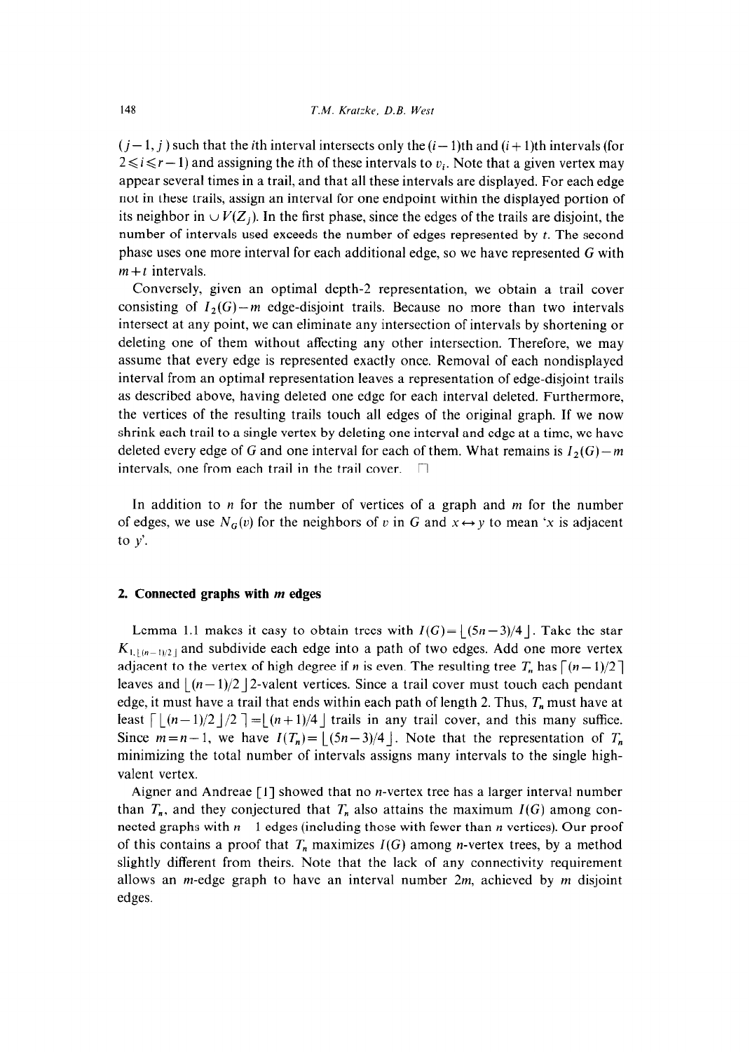$(j-1, j)$ such that the $i$th interval intersects only the $(i-1)$th and $(i+1)$th intervals (for $2 \leqslant i \leqslant r-1$) and assigning the $i$th of these intervals to $v_i$. Note that a given vertex may appear several times in a trail, and that all these intervals are displayed. For each edge not in these trails, assign an interval for one endpoint within the displayed portion of its neighbor in $\cup V(Z_j)$. In the first phase, since the edges of the trails are disjoint, the number of intervals used exceeds the number of edges represented by $t$. The second phase uses one more interval for each additional edge, so we have represented $G$ with $m+t$ intervals.

Conversely, given an optimal depth-2 representation, we obtain a trail cover consisting of $I_2(G)-m$ edge-disjoint trails. Because no more than two intervals intersect at any point, we can eliminate any intersection of intervals by shortening or deleting one of them without affecting any other intersection. Therefore, we may assume that every edge is represented exactly once. Removal of each nondisplayed interval from an optimal representation leaves a representation of edge-disjoint trails as described above, having deleted one edge for each interval deleted. Furthermore, the vertices of the resulting trails touch all edges of the original graph. If we now shrink each trail to a single vertex by deleting one interval and edge at a time, we have deleted every edge of $G$ and one interval for each of them. What remains is $I_2(G)-m$ intervals, one from each trail in the trail cover. $\square$

In addition to $n$ for the number of vertices of a graph and $m$ for the number of edges, we use $N_G(v)$ for the neighbors of $v$ in $G$ and $x \leftrightarrow y$ to mean '$x$ is adjacent to $y$'.

## 2. Connected graphs with $m$ edges

Lemma 1.1 makes it easy to obtain trees with $I(G) = \lfloor (5n-3)/4 \rfloor$. Take the star $K_{1,\lfloor (n-1)/2 \rfloor}$ and subdivide each edge into a path of two edges. Add one more vertex adjacent to the vertex of high degree if $n$ is even. The resulting tree $T_n$ has $\lceil (n-1)/2 \rceil$ leaves and $\lfloor (n-1)/2 \rfloor$ 2-valent vertices. Since a trail cover must touch each pendant edge, it must have a trail that ends within each path of length 2. Thus, $T_n$ must have at least $\lceil \lfloor (n-1)/2 \rfloor /2 \rceil = \lfloor (n+1)/4 \rfloor$ trails in any trail cover, and this many suffice. Since $m = n-1$, we have $I(T_n) = \lfloor (5n-3)/4 \rfloor$. Note that the representation of $T_n$ minimizing the total number of intervals assigns many intervals to the single high-valent vertex.

Aigner and Andreae [1] showed that no $n$-vertex tree has a larger interval number than $T_n$, and they conjectured that $T_n$ also attains the maximum $I(G)$ among connected graphs with $n-1$ edges (including those with fewer than $n$ vertices). Our proof of this contains a proof that $T_n$ maximizes $I(G)$ among $n$-vertex trees, by a method slightly different from theirs. Note that the lack of any connectivity requirement allows an $m$-edge graph to have an interval number $2m$, achieved by $m$ disjoint edges.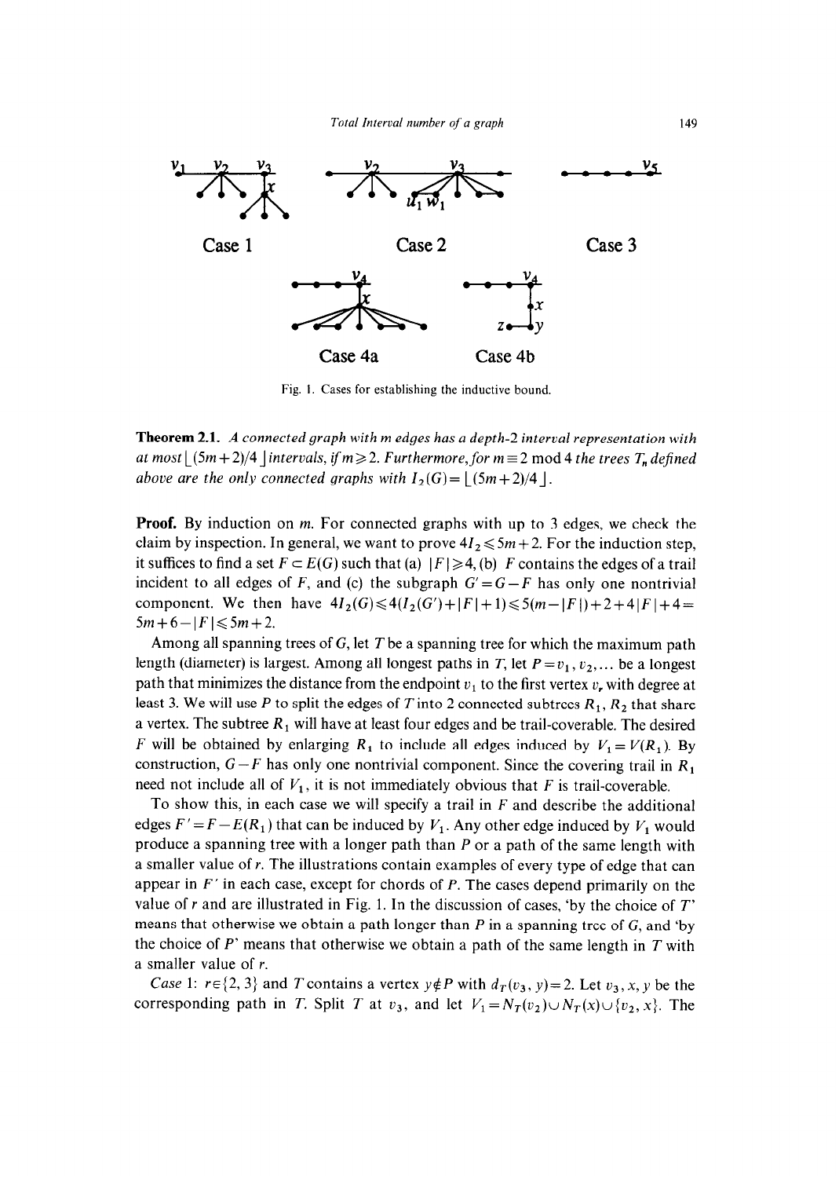Case 1 Case 2 Case 3

Case 4a Case 4b

Fig. 1. Cases for establishing the inductive bound.

**Theorem 2.1.** *A connected graph with $m$ edges has a depth-2 interval representation with at most $\lfloor (5m+2)/4 \rfloor$ intervals, if $m \geqslant 2$. Furthermore, for $m \equiv 2 \bmod 4$ the trees $T_n$ defined above are the only connected graphs with $I_2(G) = \lfloor (5m+2)/4 \rfloor$.*

**Proof.** By induction on $m$. For connected graphs with up to 3 edges, we check the claim by inspection. In general, we want to prove $4I_2 \leqslant 5m+2$. For the induction step, it suffices to find a set $F \subset E(G)$ such that (a) $|F| \geqslant 4$, (b) $F$ contains the edges of a trail incident to all edges of $F$, and (c) the subgraph $G' = G - F$ has only one nontrivial component. We then have $4I_2(G) \leqslant 4(I_2(G') + |F| + 1) \leqslant 5(m - |F|) + 2 + 4|F| + 4 = 5m + 6 - |F| \leqslant 5m + 2$.

Among all spanning trees of $G$, let $T$ be a spanning tree for which the maximum path length (diameter) is largest. Among all longest paths in $T$, let $P = v_1, v_2, \ldots$ be a longest path that minimizes the distance from the endpoint $v_1$ to the first vertex $v_r$ with degree at least 3. We will use $P$ to split the edges of $T$ into 2 connected subtrees $R_1$, $R_2$ that share a vertex. The subtree $R_1$ will have at least four edges and be trail-coverable. The desired $F$ will be obtained by enlarging $R_1$ to include all edges induced by $V_1 = V(R_1)$. By construction, $G - F$ has only one nontrivial component. Since the covering trail in $R_1$ need not include all of $V_1$, it is not immediately obvious that $F$ is trail-coverable.

To show this, in each case we will specify a trail in $F$ and describe the additional edges $F' = F - E(R_1)$ that can be induced by $V_1$. Any other edge induced by $V_1$ would produce a spanning tree with a longer path than $P$ or a path of the same length with a smaller value of $r$. The illustrations contain examples of every type of edge that can appear in $F'$ in each case, except for chords of $P$. The cases depend primarily on the value of $r$ and are illustrated in Fig. 1. In the discussion of cases, 'by the choice of $T$' means that otherwise we obtain a path longer than $P$ in a spanning tree of $G$, and 'by the choice of $P$' means that otherwise we obtain a path of the same length in $T$ with a smaller value of $r$.

*Case* 1: $r \in \{2, 3\}$ and $T$ contains a vertex $y \notin P$ with $d_T(v_3, y) = 2$. Let $v_3, x, y$ be the corresponding path in $T$. Split $T$ at $v_3$, and let $V_1 = N_T(v_2) \cup N_T(x) \cup \{v_2, x\}$. The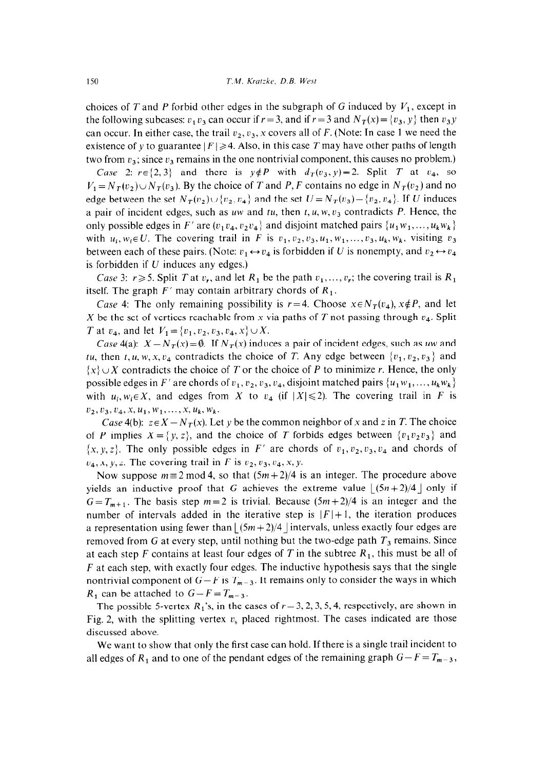choices of $T$ and $P$ forbid other edges in the subgraph of $G$ induced by $V_1$, except in the following subcases: $v_1v_3$ can occur if $r=3$, and if $r=3$ and $N_T(x)=\{v_3, y\}$ then $v_3y$ can occur. In either case, the trail $v_2, v_3, x$ covers all of $F$. (Note: In case 1 we need the existence of $y$ to guarantee $|F|\geq 4$. Also, in this case $T$ may have other paths of length two from $v_3$; since $v_3$ remains in the one nontrivial component, this causes no problem.)

*Case* 2: $r\in\{2,3\}$ and there is $y\notin P$ with $d_T(v_3, y)=2$. Split $T$ at $v_4$, so $V_1=N_T(v_2)\cup N_T(v_3)$. By the choice of $T$ and $P$, $F$ contains no edge in $N_T(v_2)$ and no edge between the set $N_T(v_2)\cup\{v_2, v_4\}$ and the set $U=N_T(v_3)-\{v_2, v_4\}$. If $U$ induces a pair of incident edges, such as $uw$ and $tu$, then $t, u, w, v_3$ contradicts $P$. Hence, the only possible edges in $F'$ are $\{v_1v_4, v_2v_4\}$ and disjoint matched pairs $\{u_1w_1, \ldots, u_kw_k\}$ with $u_i, w_i\in U$. The covering trail in $F$ is $v_1, v_2, v_3, u_1, w_1, \ldots, v_3, u_k, w_k$, visiting $v_3$ between each of these pairs. (Note: $v_1\leftrightarrow v_4$ is forbidden if $U$ is nonempty, and $v_2\leftrightarrow v_4$ is forbidden if $U$ induces any edges.)

*Case* 3: $r\geq 5$. Split $T$ at $v_r$, and let $R_1$ be the path $v_1, \ldots, v_r$; the covering trail is $R_1$ itself. The graph $F'$ may contain arbitrary chords of $R_1$.

*Case* 4: The only remaining possibility is $r=4$. Choose $x\in N_T(v_4)$, $x\notin P$, and let $X$ be the set of vertices reachable from $x$ via paths of $T$ not passing through $v_4$. Split $T$ at $v_4$, and let $V_1=\{v_1, v_2, v_3, v_4, x\}\cup X$.

*Case* 4(a): $X-N_T(x)=\emptyset$. If $N_T(x)$ induces a pair of incident edges, such as $uw$ and $tu$, then $t, u, w, x, v_4$ contradicts the choice of $T$. Any edge between $\{v_1, v_2, v_3\}$ and $\{x\}\cup X$ contradicts the choice of $T$ or the choice of $P$ to minimize $r$. Hence, the only possible edges in $F'$ are chords of $v_1, v_2, v_3, v_4$, disjoint matched pairs $\{u_1w_1, \ldots, u_kw_k\}$ with $u_i, w_i\in X$, and edges from $X$ to $v_4$ (if $|X|\leq 2$). The covering trail in $F$ is $v_2, v_3, v_4, x, u_1, w_1, \ldots, x, u_k, w_k$.

*Case* 4(b): $z\in X-N_T(x)$. Let $y$ be the common neighbor of $x$ and $z$ in $T$. The choice of $P$ implies $X=\{y, z\}$, and the choice of $T$ forbids edges between $\{v_1v_2v_3\}$ and $\{x, y, z\}$. The only possible edges in $F'$ are chords of $v_1, v_2, v_3, v_4$ and chords of $v_4, x, y, z$. The covering trail in $F$ is $v_2, v_3, v_4, x, y$.

Now suppose $m\equiv 2 \bmod 4$, so that $(5m+2)/4$ is an integer. The procedure above yields an inductive proof that $G$ achieves the extreme value $\lfloor(5n+2)/4\rfloor$ only if $G=T_{m+1}$. The basis step $m=2$ is trivial. Because $(5m+2)/4$ is an integer and the number of intervals added in the iterative step is $|F|+1$, the iteration produces a representation using fewer than $\lfloor(5m+2)/4\rfloor$ intervals, unless exactly four edges are removed from $G$ at every step, until nothing but the two-edge path $T_3$ remains. Since at each step $F$ contains at least four edges of $T$ in the subtree $R_1$, this must be all of $F$ at each step, with exactly four edges. The inductive hypothesis says that the single nontrivial component of $G-F$ is $T_{m-3}$. It remains only to consider the ways in which $R_1$ can be attached to $G-F=T_{m-3}$.

The possible 5-vertex $R_1$'s, in the cases of $r=3, 2, 3, 5, 4$, respectively, are shown in Fig. 2, with the splitting vertex $v_s$ placed rightmost. The cases indicated are those discussed above.

We want to show that only the first case can hold. If there is a single trail incident to all edges of $R_1$ and to one of the pendant edges of the remaining graph $G-F=T_{m-3}$,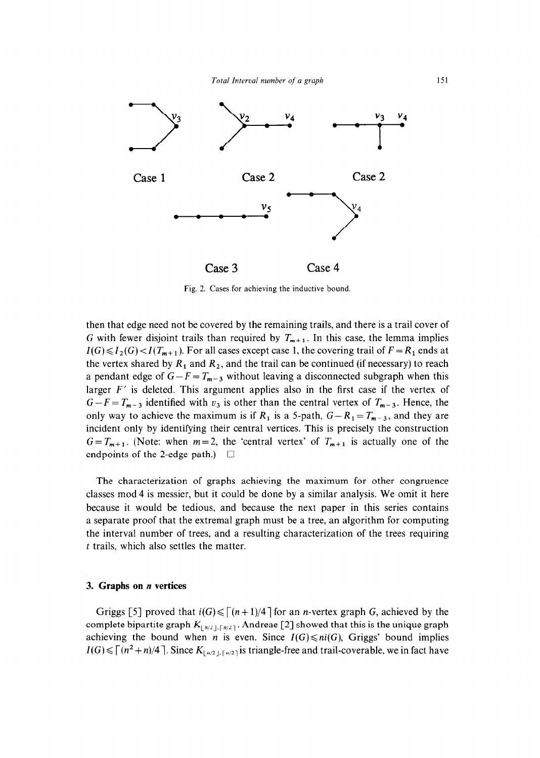Case 1 Case 2 Case 2

Case 3 Case 4

Fig. 2. Cases for achieving the inductive bound.

then that edge need not be covered by the remaining trails, and there is a trail cover of $G$ with fewer disjoint trails than required by $T_{m+1}$. In this case, the lemma implies $I(G) \leqslant I_2(G) < I(T_{m+1})$. For all cases except case 1, the covering trail of $F = R_1$ ends at the vertex shared by $R_1$ and $R_2$, and the trail can be continued (if necessary) to reach a pendant edge of $G - F = T_{m-3}$ without leaving a disconnected subgraph when this larger $F'$ is deleted. This argument applies also in the first case if the vertex of $G - F = T_{m-3}$ identified with $v_3$ is other than the central vertex of $T_{m-3}$. Hence, the only way to achieve the maximum is if $R_1$ is a 5-path, $G - R_1 = T_{m-3}$, and they are incident only by identifying their central vertices. This is precisely the construction $G = T_{m+1}$. (Note: when $m = 2$, the 'central vertex' of $T_{m+1}$ is actually one of the endpoints of the 2-edge path.) □

The characterization of graphs achieving the maximum for other congruence classes mod 4 is messier, but it could be done by a similar analysis. We omit it here because it would be tedious, and because the next paper in this series contains a separate proof that the extremal graph must be a tree, an algorithm for computing the interval number of trees, and a resulting characterization of the trees requiring $t$ trails, which also settles the matter.

## 3. Graphs on $n$ vertices

Griggs [5] proved that $i(G) \leqslant \lceil (n+1)/4 \rceil$ for an $n$-vertex graph $G$, achieved by the complete bipartite graph $K_{\lfloor n/2 \rfloor, \lceil n/2 \rceil}$. Andreae [2] showed that this is the unique graph achieving the bound when $n$ is even. Since $I(G) \leqslant ni(G)$, Griggs' bound implies $I(G) \leqslant \lceil (n^2 + n)/4 \rceil$. Since $K_{\lfloor n/2 \rfloor, \lceil n/2 \rceil}$ is triangle-free and trail-coverable, we in fact have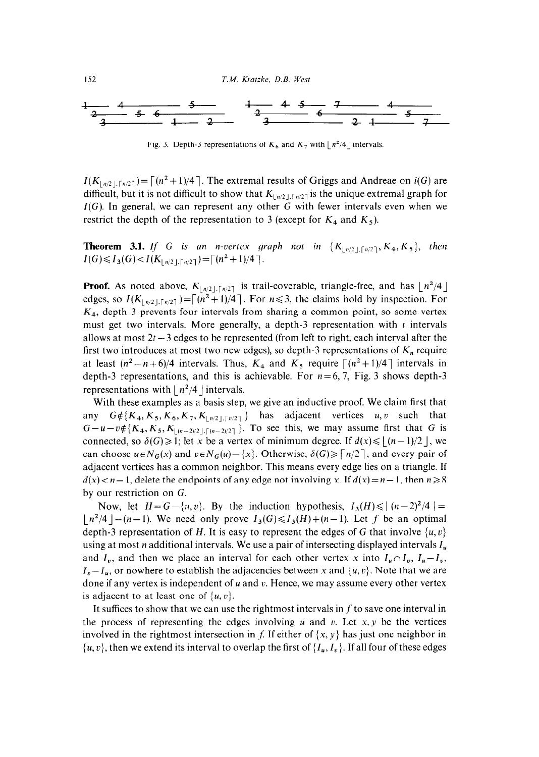Fig. 3. Depth-3 representations of $K_6$ and $K_7$ with $\lfloor n^2/4 \rfloor$ intervals.

$I(K_{\lfloor n/2 \rfloor, \lceil n/2 \rceil}) = \lceil (n^2+1)/4 \rceil$. The extremal results of Griggs and Andreae on $i(G)$ are difficult, but it is not difficult to show that $K_{\lfloor n/2 \rfloor, \lceil n/2 \rceil}$ is the unique extremal graph for $I(G)$. In general, we can represent any other $G$ with fewer intervals even when we restrict the depth of the representation to 3 (except for $K_4$ and $K_5$).

**Theorem 3.1.** *If $G$ is an $n$-vertex graph not in $\{K_{\lfloor n/2 \rfloor, \lceil n/2 \rceil}, K_4, K_5\}$, then $I(G) \leqslant I_3(G) < I(K_{\lfloor n/2 \rfloor, \lceil n/2 \rceil}) = \lceil (n^2+1)/4 \rceil$.*

**Proof.** As noted above, $K_{\lfloor n/2 \rfloor, \lceil n/2 \rceil}$ is trail-coverable, triangle-free, and has $\lfloor n^2/4 \rfloor$ edges, so $I(K_{\lfloor n/2 \rfloor, \lceil n/2 \rceil}) = \lceil (n^2+1)/4 \rceil$. For $n \leqslant 3$, the claims hold by inspection. For $K_4$, depth 3 prevents four intervals from sharing a common point, so some vertex must get two intervals. More generally, a depth-3 representation with $t$ intervals allows at most $2t-3$ edges to be represented (from left to right, each interval after the first two introduces at most two new edges), so depth-3 representations of $K_n$ require at least $(n^2-n+6)/4$ intervals. Thus, $K_4$ and $K_5$ require $\lceil (n^2+1)/4 \rceil$ intervals in depth-3 representations, and this is achievable. For $n=6,7$, Fig. 3 shows depth-3 representations with $\lfloor n^2/4 \rfloor$ intervals.

With these examples as a basis step, we give an inductive proof. We claim first that any $G \notin \{K_4, K_5, K_6, K_7, K_{\lfloor n/2 \rfloor, \lceil n/2 \rceil}\}$ has adjacent vertices $u, v$ such that $G-u-v \notin \{K_4, K_5, K_{\lfloor (n-2)/2 \rfloor, \lceil (n-2)/2 \rceil}\}$. To see this, we may assume first that $G$ is connected, so $\delta(G) \geqslant 1$; let $x$ be a vertex of minimum degree. If $d(x) \leqslant \lfloor (n-1)/2 \rfloor$, we can choose $u \in N_G(x)$ and $v \in N_G(u) - \{x\}$. Otherwise, $\delta(G) \geqslant \lceil n/2 \rceil$, and every pair of adjacent vertices has a common neighbor. This means every edge lies on a triangle. If $d(x) < n-1$, delete the endpoints of any edge not involving $x$. If $d(x) = n-1$, then $n \geqslant 8$ by our restriction on $G$.

Now, let $H = G - \{u, v\}$. By the induction hypothesis, $I_3(H) \leqslant \lfloor (n-2)^2/4 \rfloor = \lfloor n^2/4 \rfloor - (n-1)$. We need only prove $I_3(G) \leqslant I_3(H) + (n-1)$. Let $f$ be an optimal depth-3 representation of $H$. It is easy to represent the edges of $G$ that involve $\{u, v\}$ using at most $n$ additional intervals. We use a pair of intersecting displayed intervals $I_u$ and $I_v$, and then we place an interval for each other vertex $x$ into $I_u \cap I_v$, $I_u - I_v$, $I_v - I_u$, or nowhere to establish the adjacencies between $x$ and $\{u, v\}$. Note that we are done if any vertex is independent of $u$ and $v$. Hence, we may assume every other vertex is adjacent to at least one of $\{u, v\}$.

It suffices to show that we can use the rightmost intervals in $f$ to save one interval in the process of representing the edges involving $u$ and $v$. Let $x, y$ be the vertices involved in the rightmost intersection in $f$. If either of $\{x, y\}$ has just one neighbor in $\{u, v\}$, then we extend its interval to overlap the first of $\{I_u, I_v\}$. If all four of these edges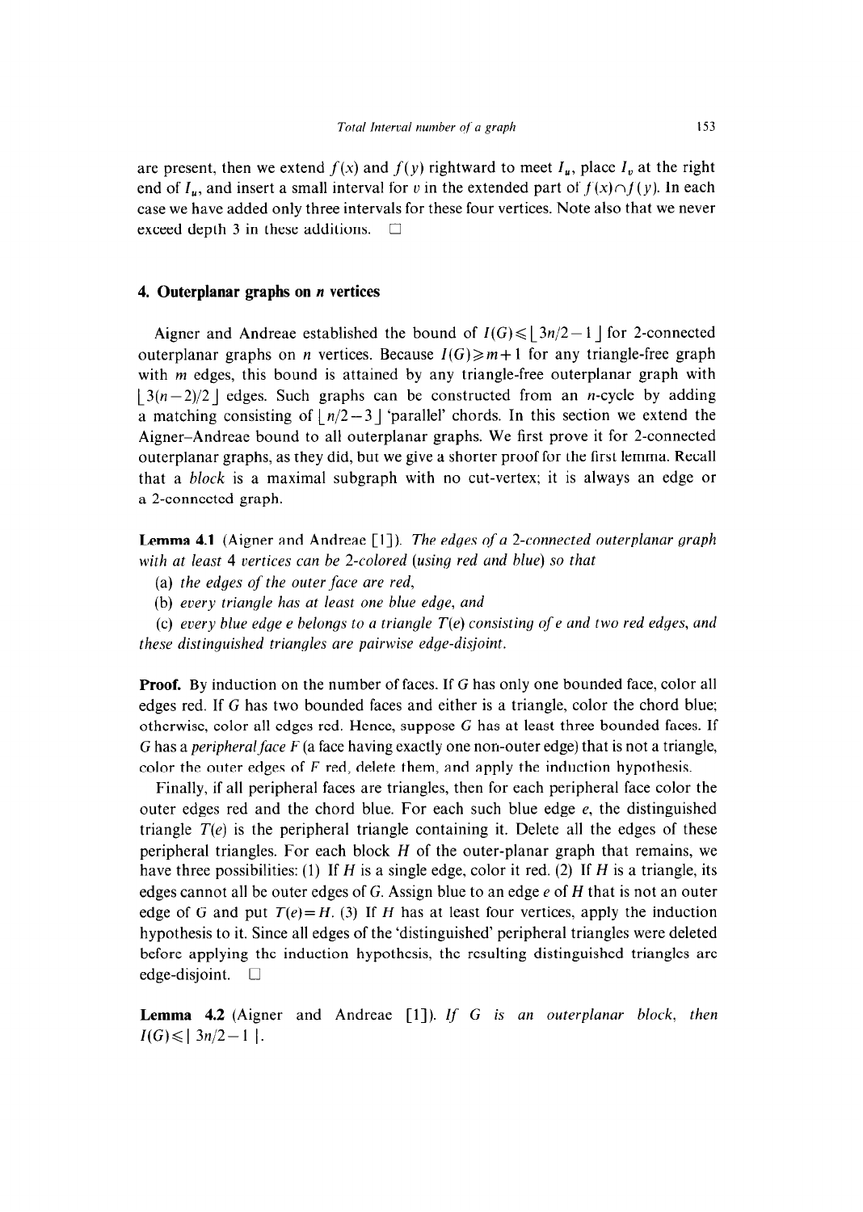are present, then we extend $f(x)$ and $f(y)$ rightward to meet $I_u$, place $I_v$ at the right end of $I_u$, and insert a small interval for $v$ in the extended part of $f(x) \cap f(y)$. In each case we have added only three intervals for these four vertices. Note also that we never exceed depth 3 in these additions. $\square$

## 4. Outerplanar graphs on $n$ vertices

Aigner and Andreae established the bound of $I(G) \leqslant \lfloor 3n/2 - 1 \rfloor$ for 2-connected outerplanar graphs on $n$ vertices. Because $I(G) \geqslant m+1$ for any triangle-free graph with $m$ edges, this bound is attained by any triangle-free outerplanar graph with $\lfloor 3(n-2)/2 \rfloor$ edges. Such graphs can be constructed from an $n$-cycle by adding a matching consisting of $\lfloor n/2 - 3 \rfloor$ 'parallel' chords. In this section we extend the Aigner–Andreae bound to all outerplanar graphs. We first prove it for 2-connected outerplanar graphs, as they did, but we give a shorter proof for the first lemma. Recall that a *block* is a maximal subgraph with no cut-vertex; it is always an edge or a 2-connected graph.

**Lemma 4.1** (Aigner and Andreae [1]). *The edges of a 2-connected outerplanar graph with at least 4 vertices can be 2-colored (using red and blue) so that*

(a) *the edges of the outer face are red,*

(b) *every triangle has at least one blue edge, and*

(c) *every blue edge $e$ belongs to a triangle $T(e)$ consisting of $e$ and two red edges, and these distinguished triangles are pairwise edge-disjoint.*

**Proof.** By induction on the number of faces. If $G$ has only one bounded face, color all edges red. If $G$ has two bounded faces and either is a triangle, color the chord blue; otherwise, color all edges red. Hence, suppose $G$ has at least three bounded faces. If $G$ has a *peripheral face* $F$ (a face having exactly one non-outer edge) that is not a triangle, color the outer edges of $F$ red, delete them, and apply the induction hypothesis.

Finally, if all peripheral faces are triangles, then for each peripheral face color the outer edges red and the chord blue. For each such blue edge $e$, the distinguished triangle $T(e)$ is the peripheral triangle containing it. Delete all the edges of these peripheral triangles. For each block $H$ of the outer-planar graph that remains, we have three possibilities: (1) If $H$ is a single edge, color it red. (2) If $H$ is a triangle, its edges cannot all be outer edges of $G$. Assign blue to an edge $e$ of $H$ that is not an outer edge of $G$ and put $T(e) = H$. (3) If $H$ has at least four vertices, apply the induction hypothesis to it. Since all edges of the 'distinguished' peripheral triangles were deleted before applying the induction hypothesis, the resulting distinguished triangles are edge-disjoint. $\square$

**Lemma 4.2** (Aigner and Andreae [1]). *If $G$ is an outerplanar block, then $I(G) \leqslant \lfloor 3n/2 - 1 \rfloor$.*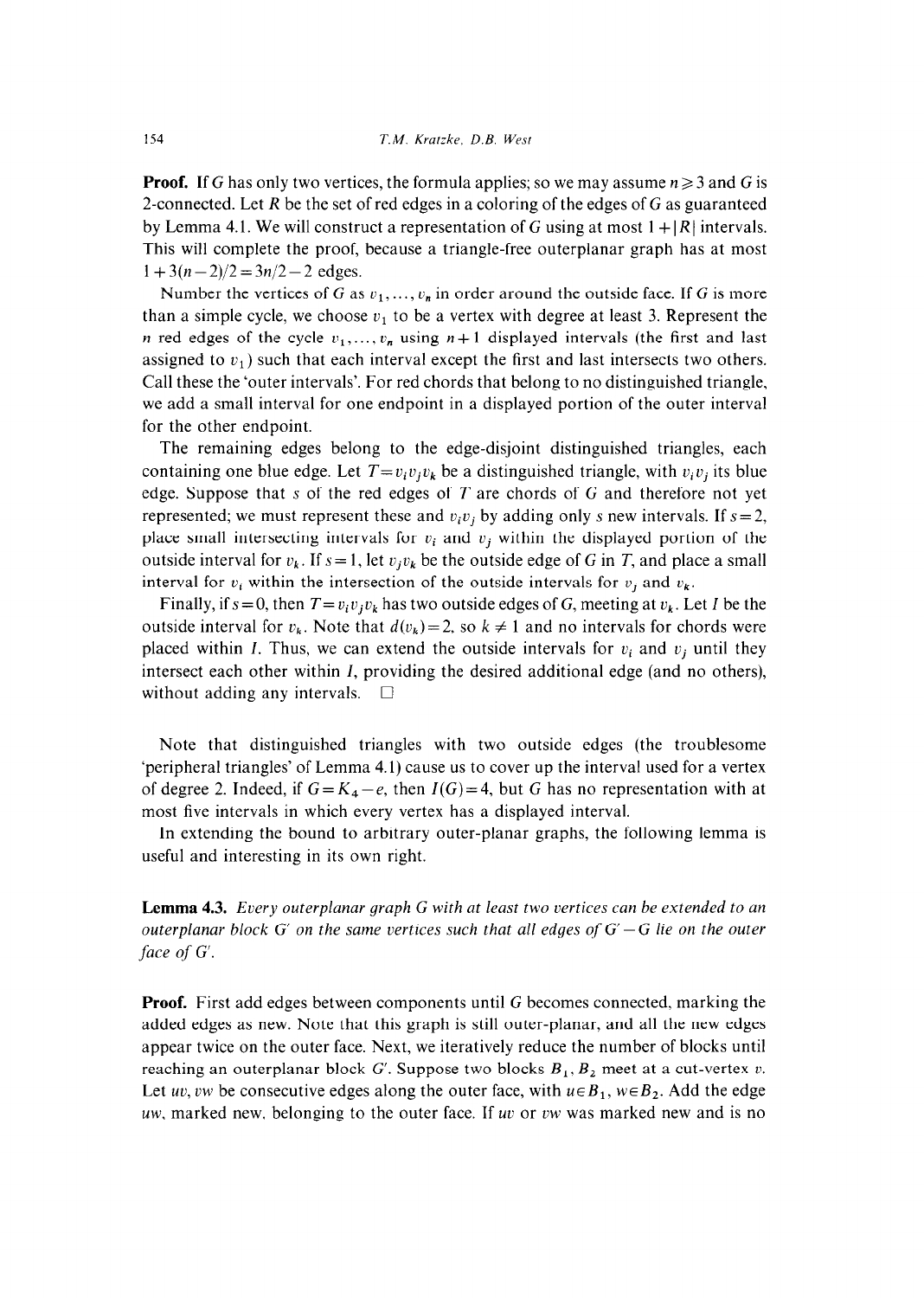**Proof.** If $G$ has only two vertices, the formula applies; so we may assume $n \geqslant 3$ and $G$ is 2-connected. Let $R$ be the set of red edges in a coloring of the edges of $G$ as guaranteed by Lemma 4.1. We will construct a representation of $G$ using at most $1 + |R|$ intervals. This will complete the proof, because a triangle-free outerplanar graph has at most $1 + 3(n-2)/2 = 3n/2 - 2$ edges.

Number the vertices of $G$ as $v_1, \ldots, v_n$ in order around the outside face. If $G$ is more than a simple cycle, we choose $v_1$ to be a vertex with degree at least 3. Represent the $n$ red edges of the cycle $v_1, \ldots, v_n$ using $n+1$ displayed intervals (the first and last assigned to $v_1$) such that each interval except the first and last intersects two others. Call these the 'outer intervals'. For red chords that belong to no distinguished triangle, we add a small interval for one endpoint in a displayed portion of the outer interval for the other endpoint.

The remaining edges belong to the edge-disjoint distinguished triangles, each containing one blue edge. Let $T = v_i v_j v_k$ be a distinguished triangle, with $v_i v_j$ its blue edge. Suppose that $s$ of the red edges of $T$ are chords of $G$ and therefore not yet represented; we must represent these and $v_i v_j$ by adding only $s$ new intervals. If $s=2$, place small intersecting intervals for $v_i$ and $v_j$ within the displayed portion of the outside interval for $v_k$. If $s=1$, let $v_j v_k$ be the outside edge of $G$ in $T$, and place a small interval for $v_i$ within the intersection of the outside intervals for $v_j$ and $v_k$.

Finally, if $s=0$, then $T = v_i v_j v_k$ has two outside edges of $G$, meeting at $v_k$. Let $I$ be the outside interval for $v_k$. Note that $d(v_k) = 2$, so $k \neq 1$ and no intervals for chords were placed within $I$. Thus, we can extend the outside intervals for $v_i$ and $v_j$ until they intersect each other within $I$, providing the desired additional edge (and no others), without adding any intervals. $\square$

Note that distinguished triangles with two outside edges (the troublesome 'peripheral triangles' of Lemma 4.1) cause us to cover up the interval used for a vertex of degree 2. Indeed, if $G = K_4 - e$, then $I(G) = 4$, but $G$ has no representation with at most five intervals in which every vertex has a displayed interval.

In extending the bound to arbitrary outer-planar graphs, the following lemma is useful and interesting in its own right.

**Lemma 4.3.** *Every outerplanar graph $G$ with at least two vertices can be extended to an outerplanar block $G'$ on the same vertices such that all edges of $G' - G$ lie on the outer face of $G'$.*

**Proof.** First add edges between components until $G$ becomes connected, marking the added edges as new. Note that this graph is still outer-planar, and all the new edges appear twice on the outer face. Next, we iteratively reduce the number of blocks until reaching an outerplanar block $G'$. Suppose two blocks $B_1, B_2$ meet at a cut-vertex $v$. Let $uv, vw$ be consecutive edges along the outer face, with $u \in B_1$, $w \in B_2$. Add the edge $uw$, marked new, belonging to the outer face. If $uv$ or $vw$ was marked new and is no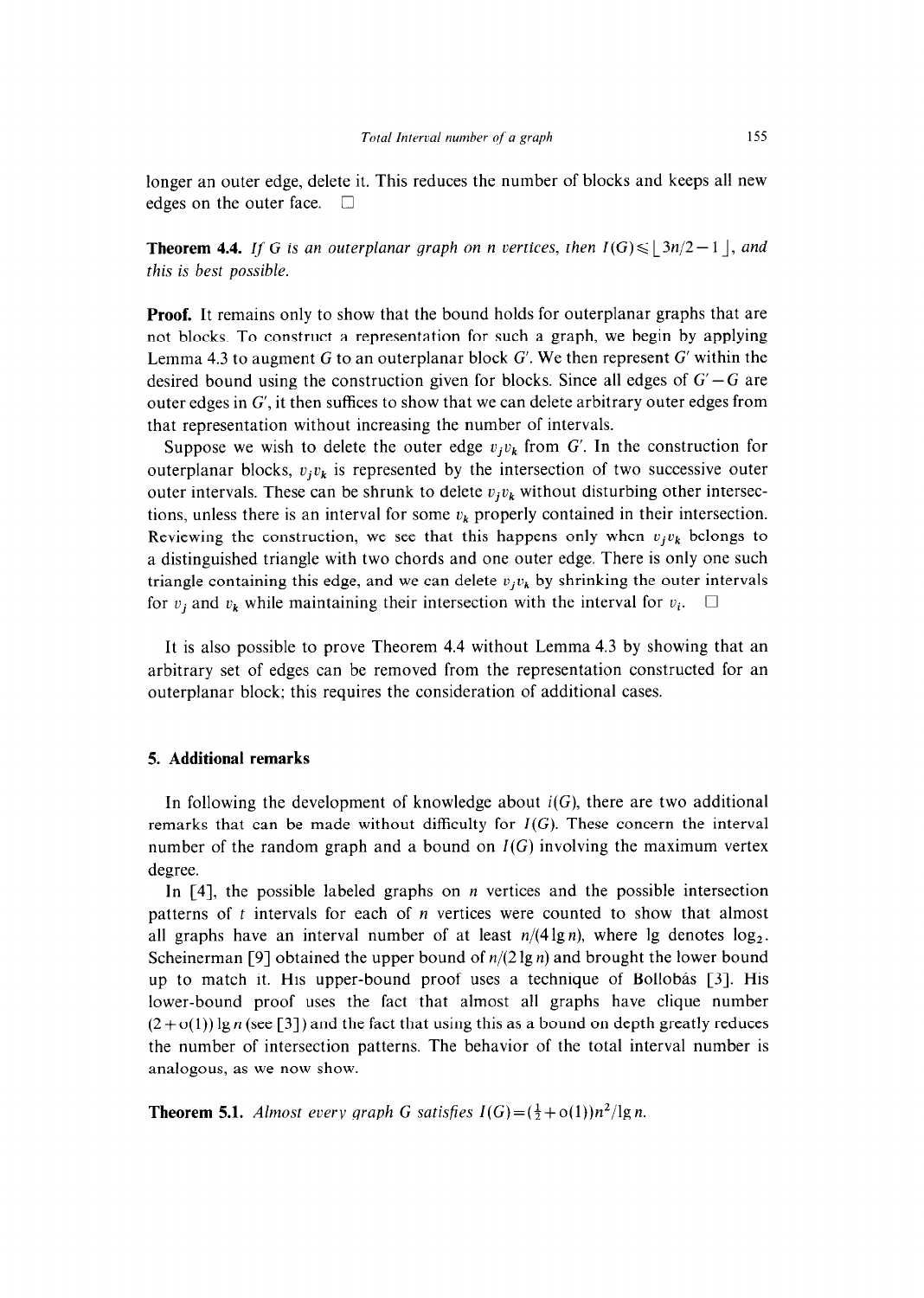longer an outer edge, delete it. This reduces the number of blocks and keeps all new edges on the outer face. □

**Theorem 4.4.** *If $G$ is an outerplanar graph on $n$ vertices, then $I(G) \leq \lfloor 3n/2 - 1 \rfloor$, and this is best possible.*

**Proof.** It remains only to show that the bound holds for outerplanar graphs that are not blocks. To construct a representation for such a graph, we begin by applying Lemma 4.3 to augment $G$ to an outerplanar block $G'$. We then represent $G'$ within the desired bound using the construction given for blocks. Since all edges of $G' - G$ are outer edges in $G'$, it then suffices to show that we can delete arbitrary outer edges from that representation without increasing the number of intervals.

Suppose we wish to delete the outer edge $v_j v_k$ from $G'$. In the construction for outerplanar blocks, $v_j v_k$ is represented by the intersection of two successive outer outer intervals. These can be shrunk to delete $v_j v_k$ without disturbing other intersections, unless there is an interval for some $v_k$ properly contained in their intersection. Reviewing the construction, we see that this happens only when $v_j v_k$ belongs to a distinguished triangle with two chords and one outer edge. There is only one such triangle containing this edge, and we can delete $v_j v_k$ by shrinking the outer intervals for $v_j$ and $v_k$ while maintaining their intersection with the interval for $v_i$. □

It is also possible to prove Theorem 4.4 without Lemma 4.3 by showing that an arbitrary set of edges can be removed from the representation constructed for an outerplanar block; this requires the consideration of additional cases.

## 5. Additional remarks

In following the development of knowledge about $i(G)$, there are two additional remarks that can be made without difficulty for $I(G)$. These concern the interval number of the random graph and a bound on $I(G)$ involving the maximum vertex degree.

In [4], the possible labeled graphs on $n$ vertices and the possible intersection patterns of $t$ intervals for each of $n$ vertices were counted to show that almost all graphs have an interval number of at least $n/(4 \lg n)$, where lg denotes $\log_2$. Scheinerman [9] obtained the upper bound of $n/(2 \lg n)$ and brought the lower bound up to match it. His upper-bound proof uses a technique of Bollobás [3]. His lower-bound proof uses the fact that almost all graphs have clique number $(2 + o(1)) \lg n$ (see [3]) and the fact that using this as a bound on depth greatly reduces the number of intersection patterns. The behavior of the total interval number is analogous, as we now show.

**Theorem 5.1.** *Almost every graph $G$ satisfies $I(G) = (\frac{1}{2} + o(1)) n^2 / \lg n$.*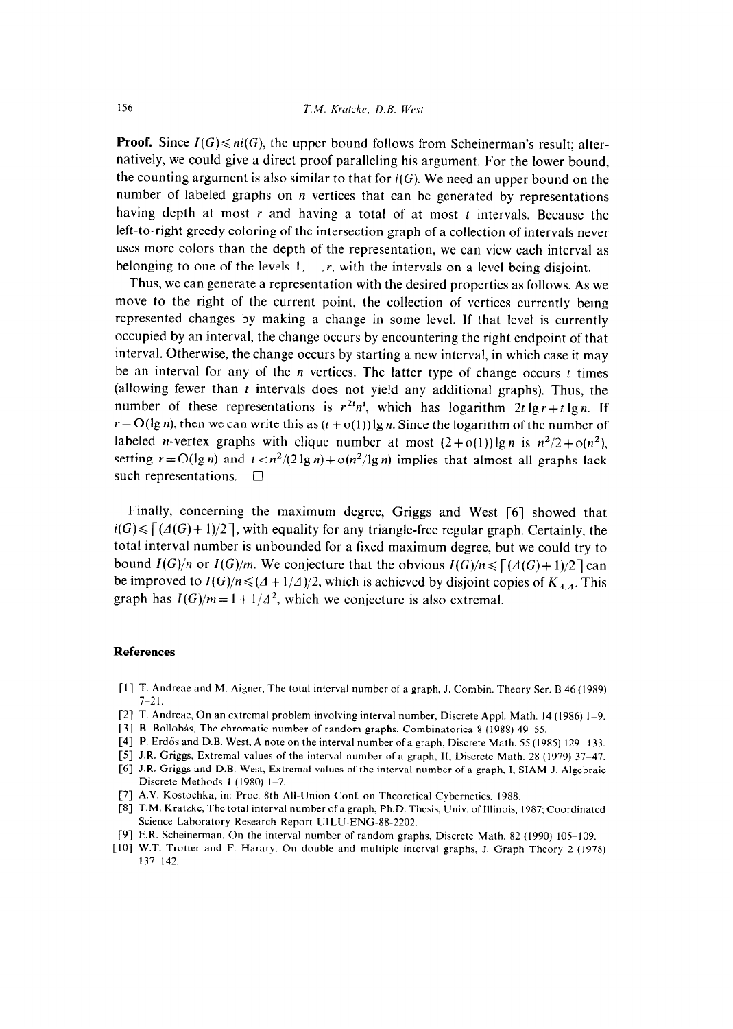**Proof.** Since $I(G) \leqslant ni(G)$, the upper bound follows from Scheinerman's result; alternatively, we could give a direct proof paralleling his argument. For the lower bound, the counting argument is also similar to that for $i(G)$. We need an upper bound on the number of labeled graphs on $n$ vertices that can be generated by representations having depth at most $r$ and having a total of at most $t$ intervals. Because the left-to-right greedy coloring of the intersection graph of a collection of intervals never uses more colors than the depth of the representation, we can view each interval as belonging to one of the levels $1, \ldots, r$, with the intervals on a level being disjoint.

Thus, we can generate a representation with the desired properties as follows. As we move to the right of the current point, the collection of vertices currently being represented changes by making a change in some level. If that level is currently occupied by an interval, the change occurs by encountering the right endpoint of that interval. Otherwise, the change occurs by starting a new interval, in which case it may be an interval for any of the $n$ vertices. The latter type of change occurs $t$ times (allowing fewer than $t$ intervals does not yield any additional graphs). Thus, the number of these representations is $r^{2t}n^t$, which has logarithm $2t \lg r + t \lg n$. If $r = \mathrm{O}(\lg n)$, then we can write this as $(t + \mathrm{o}(1)) \lg n$. Since the logarithm of the number of labeled $n$-vertex graphs with clique number at most $(2 + \mathrm{o}(1)) \lg n$ is $n^2/2 + \mathrm{o}(n^2)$, setting $r = \mathrm{O}(\lg n)$ and $t < n^2/(2 \lg n) + \mathrm{o}(n^2/\lg n)$ implies that almost all graphs lack such representations. $\square$

Finally, concerning the maximum degree, Griggs and West [6] showed that $i(G) \leqslant \lceil (\Delta(G) + 1)/2 \rceil$, with equality for any triangle-free regular graph. Certainly, the total interval number is unbounded for a fixed maximum degree, but we could try to bound $I(G)/n$ or $I(G)/m$. We conjecture that the obvious $I(G)/n \leqslant \lceil (\Delta(G) + 1)/2 \rceil$ can be improved to $I(G)/n \leqslant (\Delta + 1/\Delta)/2$, which is achieved by disjoint copies of $K_{\Delta,\Delta}$. This graph has $I(G)/m = 1 + 1/\Delta^2$, which we conjecture is also extremal.

## References

[1] T. Andreae and M. Aigner, The total interval number of a graph, J. Combin. Theory Ser. B 46 (1989) 7–21.

[2] T. Andreae, On an extremal problem involving interval number, Discrete Appl. Math. 14 (1986) 1–9.

[3] B. Bollobás, The chromatic number of random graphs, Combinatorica 8 (1988) 49–55.

[4] P. Erdős and D.B. West, A note on the interval number of a graph, Discrete Math. 55 (1985) 129–133.

[5] J.R. Griggs, Extremal values of the interval number of a graph, II, Discrete Math. 28 (1979) 37–47.

[6] J.R. Griggs and D.B. West, Extremal values of the interval number of a graph, I, SIAM J. Algebraic Discrete Methods 1 (1980) 1–7.

[7] A.V. Kostochka, in: Proc. 8th All-Union Conf. on Theoretical Cybernetics, 1988.

[8] T.M. Kratzke, The total interval number of a graph, Ph.D. Thesis, Univ. of Illinois, 1987; Coordinated Science Laboratory Research Report UILU-ENG-88-2202.

[9] E.R. Scheinerman, On the interval number of random graphs, Discrete Math. 82 (1990) 105–109.

[10] W.T. Trotter and F. Harary, On double and multiple interval graphs, J. Graph Theory 2 (1978) 137–142.